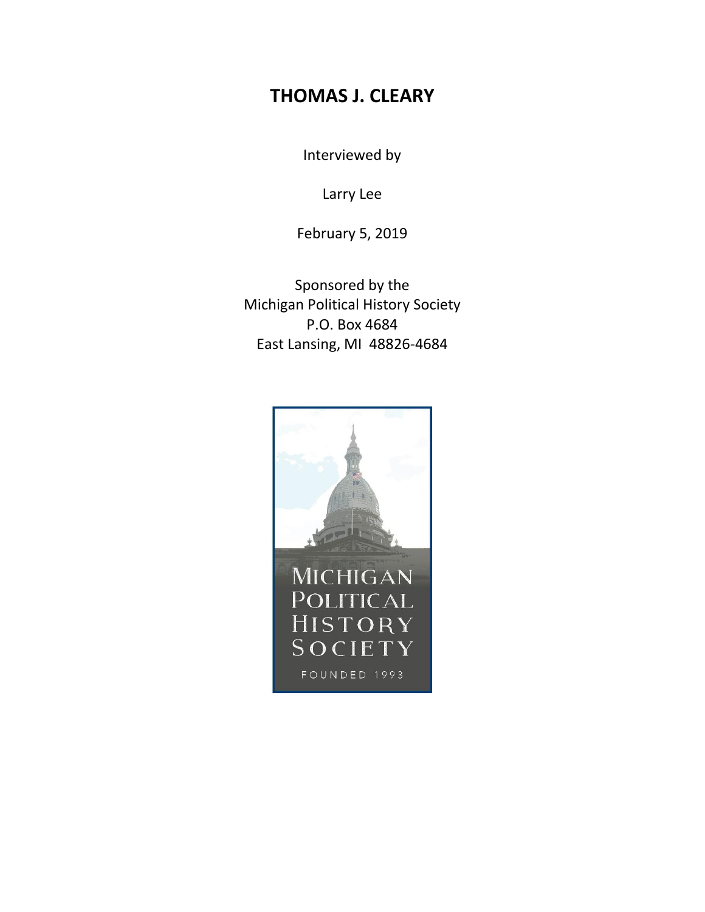# THOMAS J. CLEARY

Interviewed by

Larry Lee

February 5, 2019

Sponsored by the
Michigan Political History Society
P.O. Box 4684
East Lansing, MI 48826-4684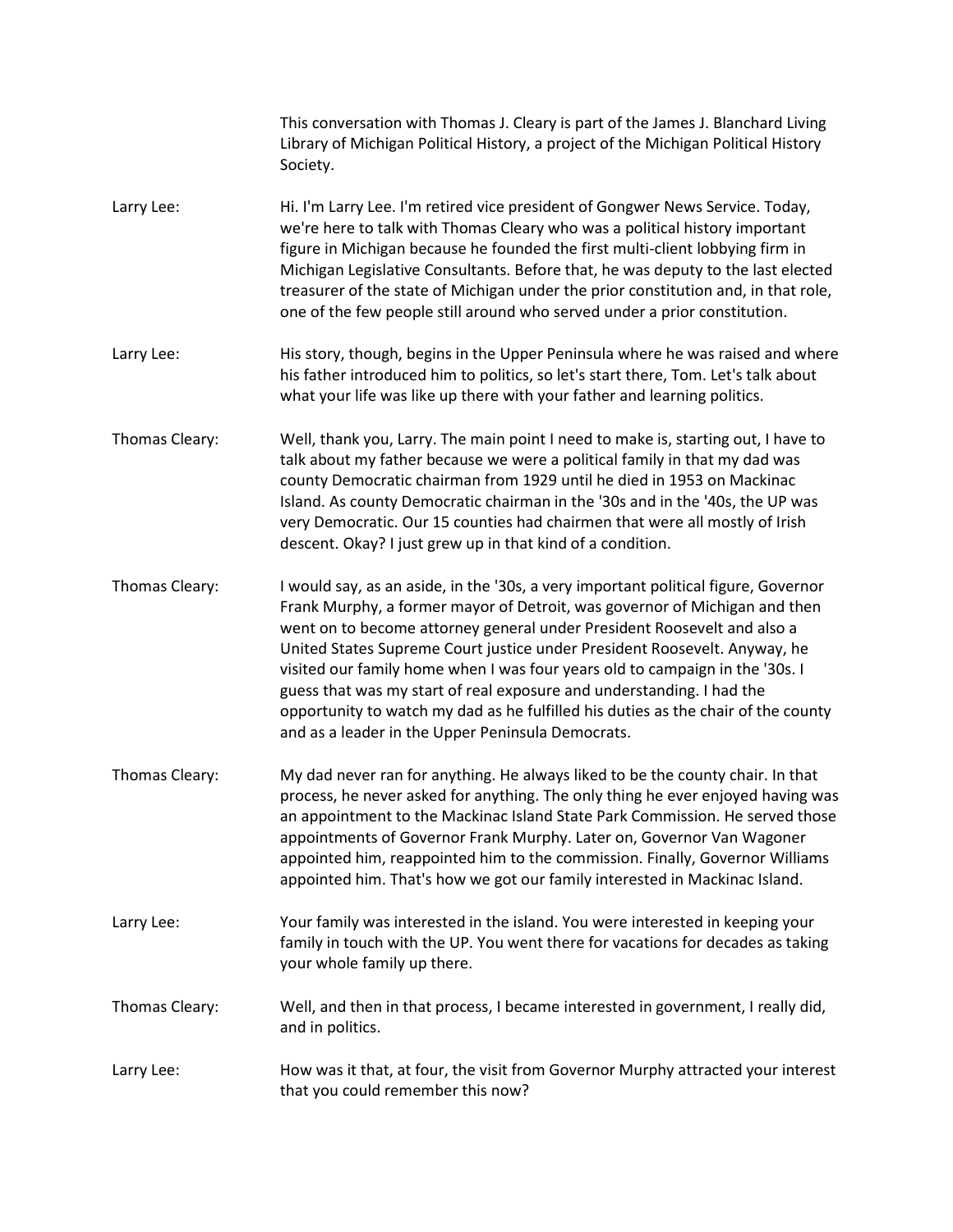This conversation with Thomas J. Cleary is part of the James J. Blanchard Living Library of Michigan Political History, a project of the Michigan Political History Society.

**Larry Lee:** Hi. I'm Larry Lee. I'm retired vice president of Gongwer News Service. Today, we're here to talk with Thomas Cleary who was a political history important figure in Michigan because he founded the first multi-client lobbying firm in Michigan Legislative Consultants. Before that, he was deputy to the last elected treasurer of the state of Michigan under the prior constitution and, in that role, one of the few people still around who served under a prior constitution.

**Larry Lee:** His story, though, begins in the Upper Peninsula where he was raised and where his father introduced him to politics, so let's start there, Tom. Let's talk about what your life was like up there with your father and learning politics.

**Thomas Cleary:** Well, thank you, Larry. The main point I need to make is, starting out, I have to talk about my father because we were a political family in that my dad was county Democratic chairman from 1929 until he died in 1953 on Mackinac Island. As county Democratic chairman in the '30s and in the '40s, the UP was very Democratic. Our 15 counties had chairmen that were all mostly of Irish descent. Okay? I just grew up in that kind of a condition.

**Thomas Cleary:** I would say, as an aside, in the '30s, a very important political figure, Governor Frank Murphy, a former mayor of Detroit, was governor of Michigan and then went on to become attorney general under President Roosevelt and also a United States Supreme Court justice under President Roosevelt. Anyway, he visited our family home when I was four years old to campaign in the '30s. I guess that was my start of real exposure and understanding. I had the opportunity to watch my dad as he fulfilled his duties as the chair of the county and as a leader in the Upper Peninsula Democrats.

**Thomas Cleary:** My dad never ran for anything. He always liked to be the county chair. In that process, he never asked for anything. The only thing he ever enjoyed having was an appointment to the Mackinac Island State Park Commission. He served those appointments of Governor Frank Murphy. Later on, Governor Van Wagoner appointed him, reappointed him to the commission. Finally, Governor Williams appointed him. That's how we got our family interested in Mackinac Island.

**Larry Lee:** Your family was interested in the island. You were interested in keeping your family in touch with the UP. You went there for vacations for decades as taking your whole family up there.

**Thomas Cleary:** Well, and then in that process, I became interested in government, I really did, and in politics.

**Larry Lee:** How was it that, at four, the visit from Governor Murphy attracted your interest that you could remember this now?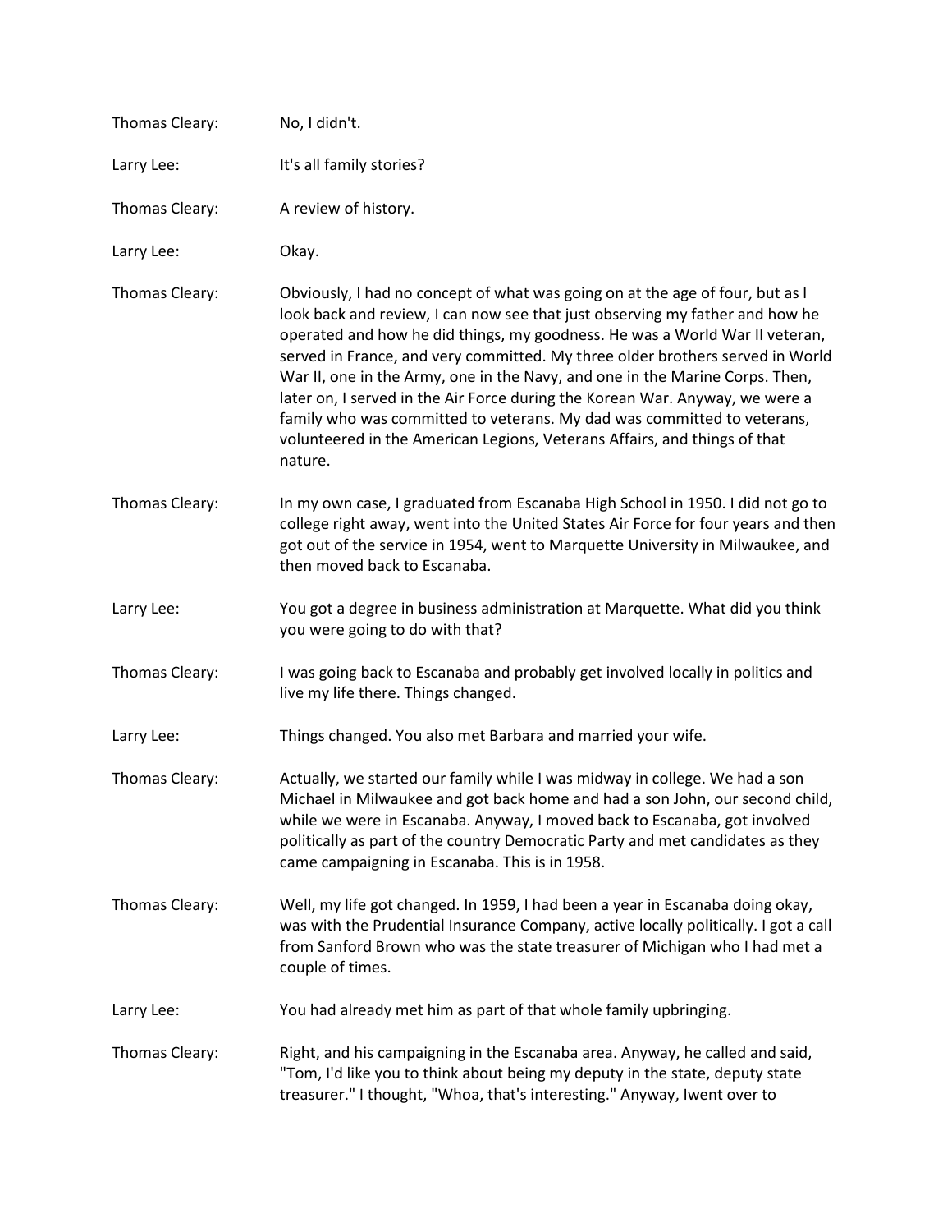Thomas Cleary: No, I didn't.

Larry Lee: It's all family stories?

Thomas Cleary: A review of history.

Larry Lee: Okay.

Thomas Cleary: Obviously, I had no concept of what was going on at the age of four, but as I look back and review, I can now see that just observing my father and how he operated and how he did things, my goodness. He was a World War II veteran, served in France, and very committed. My three older brothers served in World War II, one in the Army, one in the Navy, and one in the Marine Corps. Then, later on, I served in the Air Force during the Korean War. Anyway, we were a family who was committed to veterans. My dad was committed to veterans, volunteered in the American Legions, Veterans Affairs, and things of that nature.

Thomas Cleary: In my own case, I graduated from Escanaba High School in 1950. I did not go to college right away, went into the United States Air Force for four years and then got out of the service in 1954, went to Marquette University in Milwaukee, and then moved back to Escanaba.

Larry Lee: You got a degree in business administration at Marquette. What did you think you were going to do with that?

Thomas Cleary: I was going back to Escanaba and probably get involved locally in politics and live my life there. Things changed.

Larry Lee: Things changed. You also met Barbara and married your wife.

Thomas Cleary: Actually, we started our family while I was midway in college. We had a son Michael in Milwaukee and got back home and had a son John, our second child, while we were in Escanaba. Anyway, I moved back to Escanaba, got involved politically as part of the country Democratic Party and met candidates as they came campaigning in Escanaba. This is in 1958.

Thomas Cleary: Well, my life got changed. In 1959, I had been a year in Escanaba doing okay, was with the Prudential Insurance Company, active locally politically. I got a call from Sanford Brown who was the state treasurer of Michigan who I had met a couple of times.

Larry Lee: You had already met him as part of that whole family upbringing.

Thomas Cleary: Right, and his campaigning in the Escanaba area. Anyway, he called and said, "Tom, I'd like you to think about being my deputy in the state, deputy state treasurer." I thought, "Whoa, that's interesting." Anyway, Iwent over to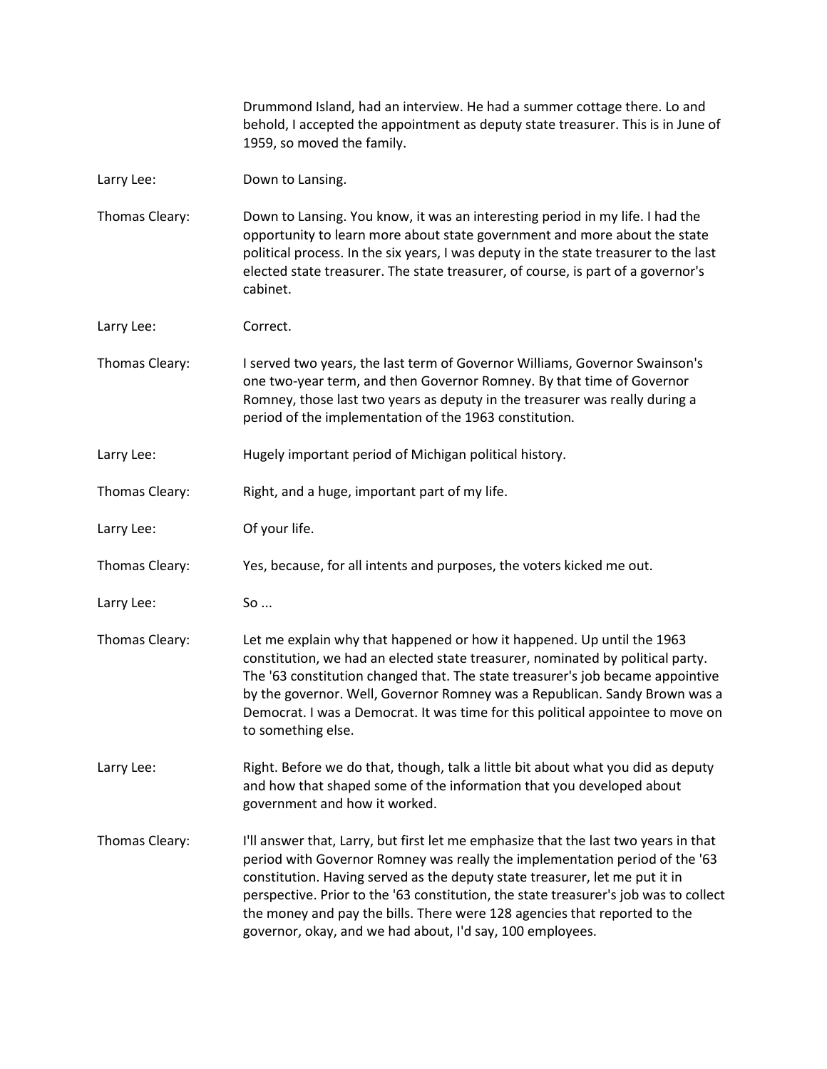Drummond Island, had an interview. He had a summer cottage there. Lo and behold, I accepted the appointment as deputy state treasurer. This is in June of 1959, so moved the family.

**Larry Lee:** Down to Lansing.

**Thomas Cleary:** Down to Lansing. You know, it was an interesting period in my life. I had the opportunity to learn more about state government and more about the state political process. In the six years, I was deputy in the state treasurer to the last elected state treasurer. The state treasurer, of course, is part of a governor's cabinet.

**Larry Lee:** Correct.

**Thomas Cleary:** I served two years, the last term of Governor Williams, Governor Swainson's one two-year term, and then Governor Romney. By that time of Governor Romney, those last two years as deputy in the treasurer was really during a period of the implementation of the 1963 constitution.

**Larry Lee:** Hugely important period of Michigan political history.

**Thomas Cleary:** Right, and a huge, important part of my life.

**Larry Lee:** Of your life.

**Thomas Cleary:** Yes, because, for all intents and purposes, the voters kicked me out.

**Larry Lee:** So ...

**Thomas Cleary:** Let me explain why that happened or how it happened. Up until the 1963 constitution, we had an elected state treasurer, nominated by political party. The '63 constitution changed that. The state treasurer's job became appointive by the governor. Well, Governor Romney was a Republican. Sandy Brown was a Democrat. I was a Democrat. It was time for this political appointee to move on to something else.

**Larry Lee:** Right. Before we do that, though, talk a little bit about what you did as deputy and how that shaped some of the information that you developed about government and how it worked.

**Thomas Cleary:** I'll answer that, Larry, but first let me emphasize that the last two years in that period with Governor Romney was really the implementation period of the '63 constitution. Having served as the deputy state treasurer, let me put it in perspective. Prior to the '63 constitution, the state treasurer's job was to collect the money and pay the bills. There were 128 agencies that reported to the governor, okay, and we had about, I'd say, 100 employees.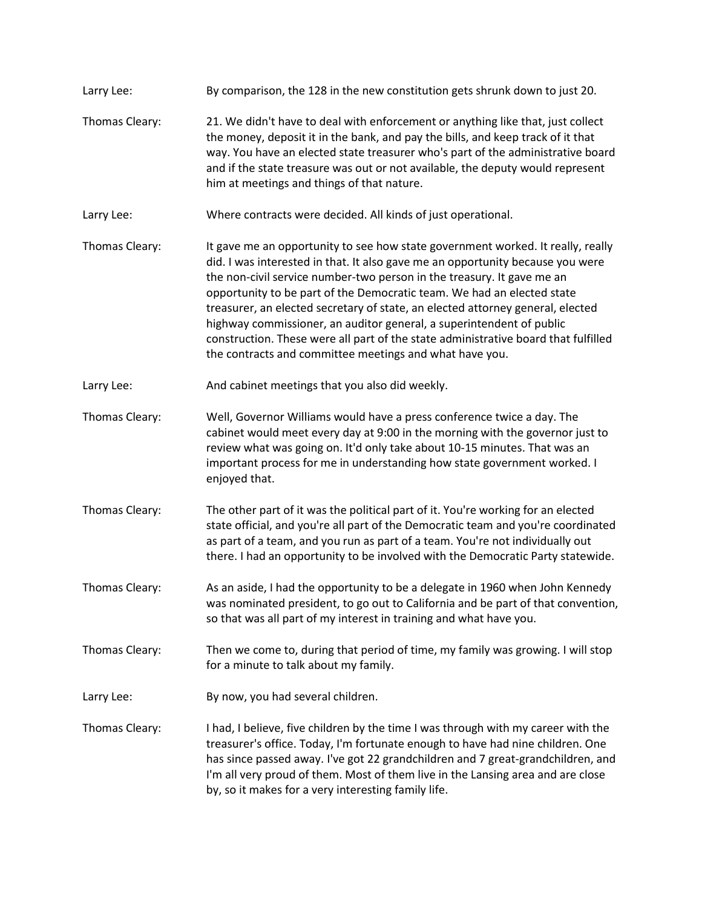Larry Lee: By comparison, the 128 in the new constitution gets shrunk down to just 20.

Thomas Cleary: 21. We didn't have to deal with enforcement or anything like that, just collect the money, deposit it in the bank, and pay the bills, and keep track of it that way. You have an elected state treasurer who's part of the administrative board and if the state treasure was out or not available, the deputy would represent him at meetings and things of that nature.

Larry Lee: Where contracts were decided. All kinds of just operational.

Thomas Cleary: It gave me an opportunity to see how state government worked. It really, really did. I was interested in that. It also gave me an opportunity because you were the non-civil service number-two person in the treasury. It gave me an opportunity to be part of the Democratic team. We had an elected state treasurer, an elected secretary of state, an elected attorney general, elected highway commissioner, an auditor general, a superintendent of public construction. These were all part of the state administrative board that fulfilled the contracts and committee meetings and what have you.

Larry Lee: And cabinet meetings that you also did weekly.

Thomas Cleary: Well, Governor Williams would have a press conference twice a day. The cabinet would meet every day at 9:00 in the morning with the governor just to review what was going on. It'd only take about 10-15 minutes. That was an important process for me in understanding how state government worked. I enjoyed that.

Thomas Cleary: The other part of it was the political part of it. You're working for an elected state official, and you're all part of the Democratic team and you're coordinated as part of a team, and you run as part of a team. You're not individually out there. I had an opportunity to be involved with the Democratic Party statewide.

Thomas Cleary: As an aside, I had the opportunity to be a delegate in 1960 when John Kennedy was nominated president, to go out to California and be part of that convention, so that was all part of my interest in training and what have you.

Thomas Cleary: Then we come to, during that period of time, my family was growing. I will stop for a minute to talk about my family.

Larry Lee: By now, you had several children.

Thomas Cleary: I had, I believe, five children by the time I was through with my career with the treasurer's office. Today, I'm fortunate enough to have had nine children. One has since passed away. I've got 22 grandchildren and 7 great-grandchildren, and I'm all very proud of them. Most of them live in the Lansing area and are close by, so it makes for a very interesting family life.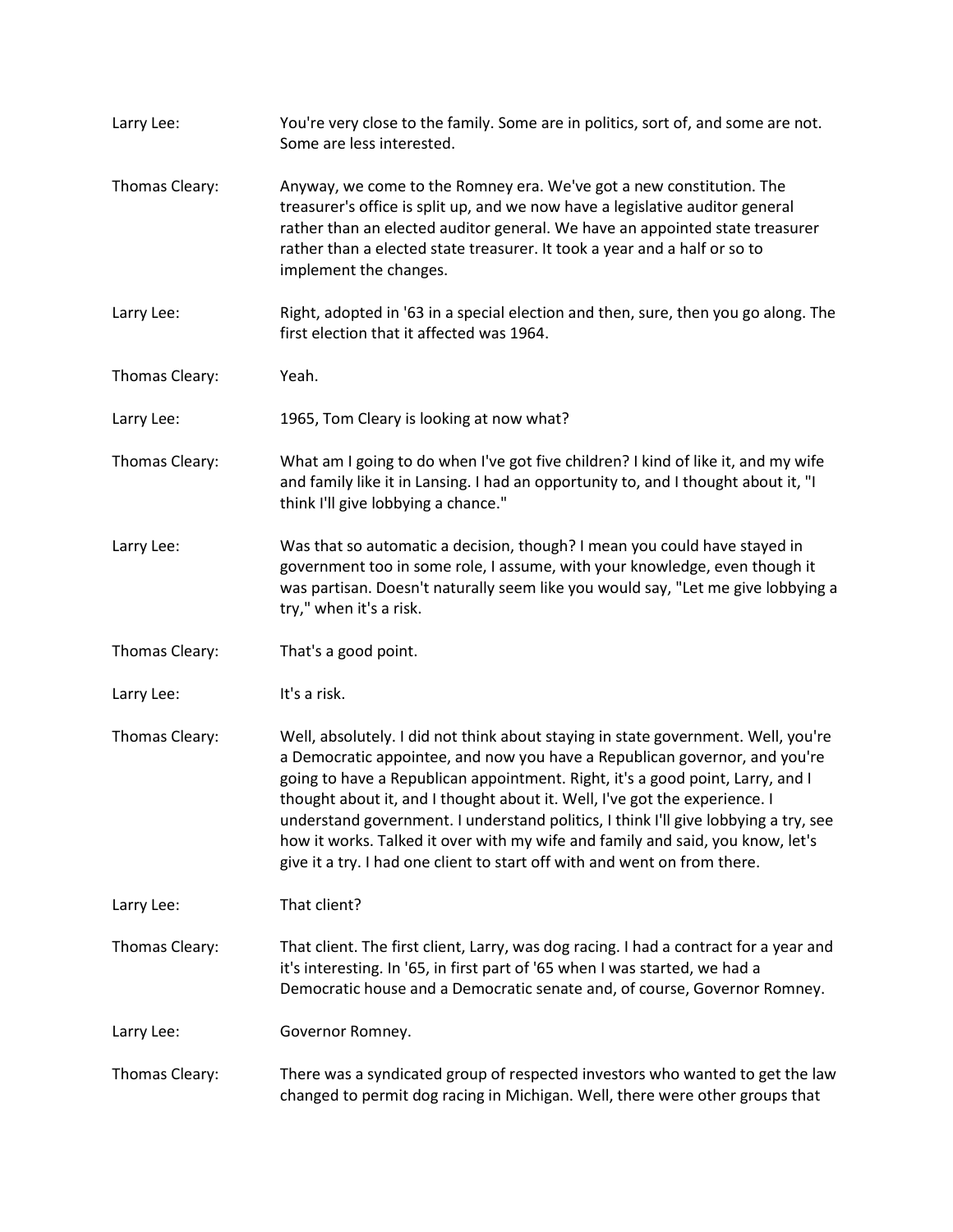**Larry Lee:** You're very close to the family. Some are in politics, sort of, and some are not. Some are less interested.

**Thomas Cleary:** Anyway, we come to the Romney era. We've got a new constitution. The treasurer's office is split up, and we now have a legislative auditor general rather than an elected auditor general. We have an appointed state treasurer rather than a elected state treasurer. It took a year and a half or so to implement the changes.

**Larry Lee:** Right, adopted in '63 in a special election and then, sure, then you go along. The first election that it affected was 1964.

**Thomas Cleary:** Yeah.

**Larry Lee:** 1965, Tom Cleary is looking at now what?

**Thomas Cleary:** What am I going to do when I've got five children? I kind of like it, and my wife and family like it in Lansing. I had an opportunity to, and I thought about it, "I think I'll give lobbying a chance."

**Larry Lee:** Was that so automatic a decision, though? I mean you could have stayed in government too in some role, I assume, with your knowledge, even though it was partisan. Doesn't naturally seem like you would say, "Let me give lobbying a try," when it's a risk.

**Thomas Cleary:** That's a good point.

**Larry Lee:** It's a risk.

**Thomas Cleary:** Well, absolutely. I did not think about staying in state government. Well, you're a Democratic appointee, and now you have a Republican governor, and you're going to have a Republican appointment. Right, it's a good point, Larry, and I thought about it, and I thought about it. Well, I've got the experience. I understand government. I understand politics, I think I'll give lobbying a try, see how it works. Talked it over with my wife and family and said, you know, let's give it a try. I had one client to start off with and went on from there.

**Larry Lee:** That client?

**Thomas Cleary:** That client. The first client, Larry, was dog racing. I had a contract for a year and it's interesting. In '65, in first part of '65 when I was started, we had a Democratic house and a Democratic senate and, of course, Governor Romney.

**Larry Lee:** Governor Romney.

**Thomas Cleary:** There was a syndicated group of respected investors who wanted to get the law changed to permit dog racing in Michigan. Well, there were other groups that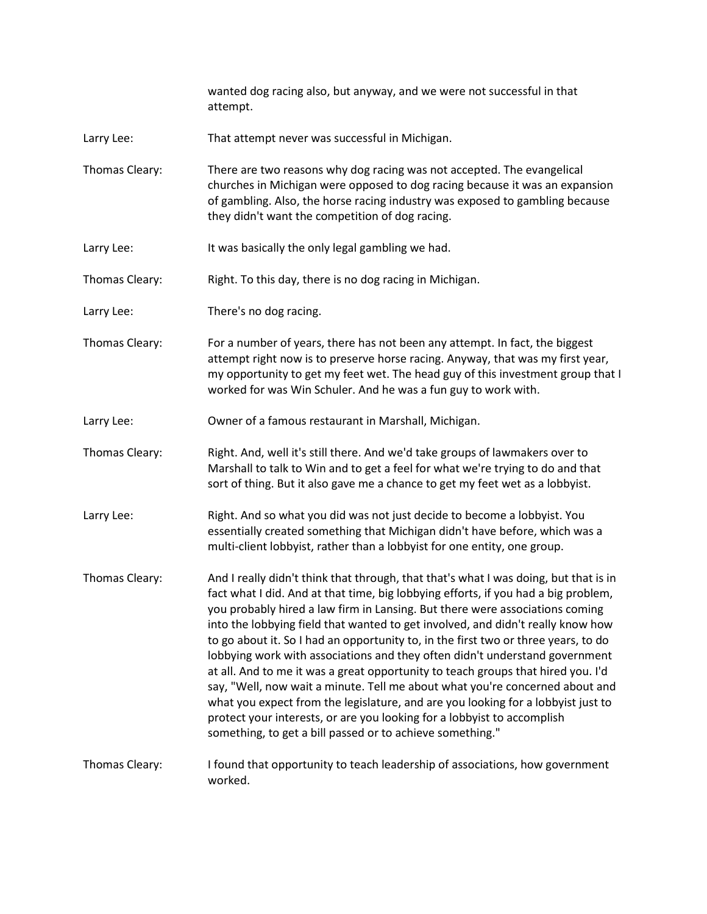wanted dog racing also, but anyway, and we were not successful in that attempt.

**Larry Lee:** That attempt never was successful in Michigan.

**Thomas Cleary:** There are two reasons why dog racing was not accepted. The evangelical churches in Michigan were opposed to dog racing because it was an expansion of gambling. Also, the horse racing industry was exposed to gambling because they didn't want the competition of dog racing.

**Larry Lee:** It was basically the only legal gambling we had.

**Thomas Cleary:** Right. To this day, there is no dog racing in Michigan.

**Larry Lee:** There's no dog racing.

**Thomas Cleary:** For a number of years, there has not been any attempt. In fact, the biggest attempt right now is to preserve horse racing. Anyway, that was my first year, my opportunity to get my feet wet. The head guy of this investment group that I worked for was Win Schuler. And he was a fun guy to work with.

**Larry Lee:** Owner of a famous restaurant in Marshall, Michigan.

**Thomas Cleary:** Right. And, well it's still there. And we'd take groups of lawmakers over to Marshall to talk to Win and to get a feel for what we're trying to do and that sort of thing. But it also gave me a chance to get my feet wet as a lobbyist.

**Larry Lee:** Right. And so what you did was not just decide to become a lobbyist. You essentially created something that Michigan didn't have before, which was a multi-client lobbyist, rather than a lobbyist for one entity, one group.

**Thomas Cleary:** And I really didn't think that through, that that's what I was doing, but that is in fact what I did. And at that time, big lobbying efforts, if you had a big problem, you probably hired a law firm in Lansing. But there were associations coming into the lobbying field that wanted to get involved, and didn't really know how to go about it. So I had an opportunity to, in the first two or three years, to do lobbying work with associations and they often didn't understand government at all. And to me it was a great opportunity to teach groups that hired you. I'd say, "Well, now wait a minute. Tell me about what you're concerned about and what you expect from the legislature, and are you looking for a lobbyist just to protect your interests, or are you looking for a lobbyist to accomplish something, to get a bill passed or to achieve something."

**Thomas Cleary:** I found that opportunity to teach leadership of associations, how government worked.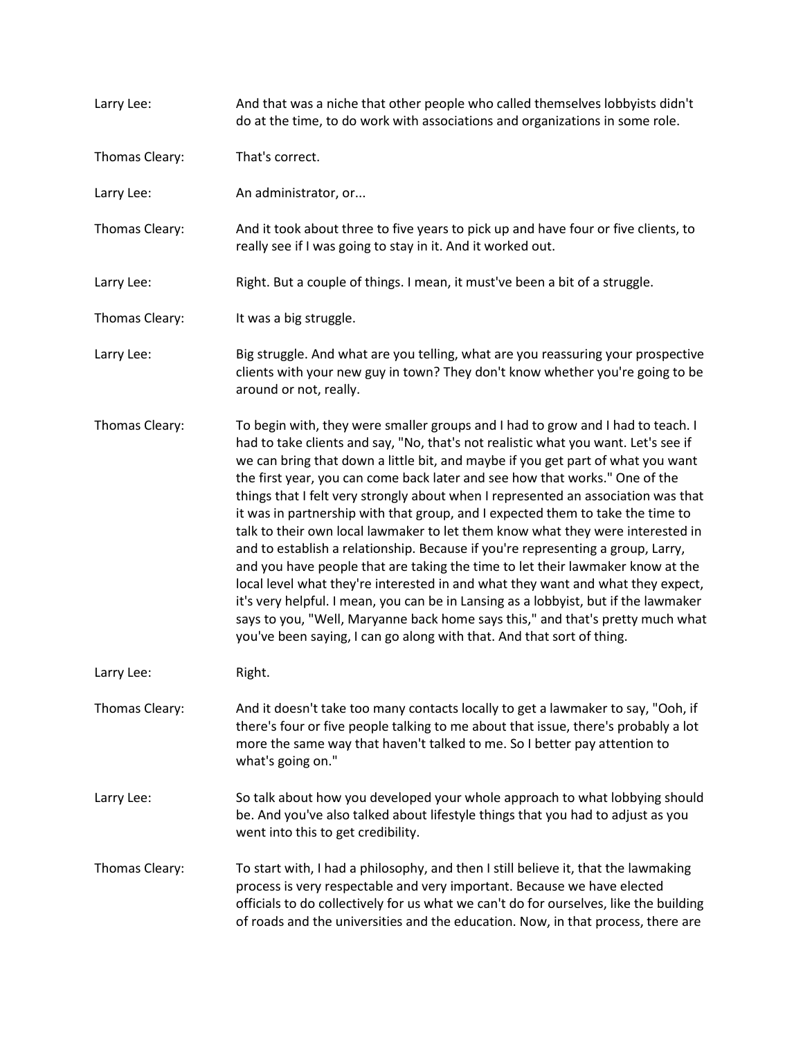Larry Lee: And that was a niche that other people who called themselves lobbyists didn't do at the time, to do work with associations and organizations in some role.

Thomas Cleary: That's correct.

Larry Lee: An administrator, or...

Thomas Cleary: And it took about three to five years to pick up and have four or five clients, to really see if I was going to stay in it. And it worked out.

Larry Lee: Right. But a couple of things. I mean, it must've been a bit of a struggle.

Thomas Cleary: It was a big struggle.

Larry Lee: Big struggle. And what are you telling, what are you reassuring your prospective clients with your new guy in town? They don't know whether you're going to be around or not, really.

Thomas Cleary: To begin with, they were smaller groups and I had to grow and I had to teach. I had to take clients and say, "No, that's not realistic what you want. Let's see if we can bring that down a little bit, and maybe if you get part of what you want the first year, you can come back later and see how that works." One of the things that I felt very strongly about when I represented an association was that it was in partnership with that group, and I expected them to take the time to talk to their own local lawmaker to let them know what they were interested in and to establish a relationship. Because if you're representing a group, Larry, and you have people that are taking the time to let their lawmaker know at the local level what they're interested in and what they want and what they expect, it's very helpful. I mean, you can be in Lansing as a lobbyist, but if the lawmaker says to you, "Well, Maryanne back home says this," and that's pretty much what you've been saying, I can go along with that. And that sort of thing.

Larry Lee: Right.

Thomas Cleary: And it doesn't take too many contacts locally to get a lawmaker to say, "Ooh, if there's four or five people talking to me about that issue, there's probably a lot more the same way that haven't talked to me. So I better pay attention to what's going on."

Larry Lee: So talk about how you developed your whole approach to what lobbying should be. And you've also talked about lifestyle things that you had to adjust as you went into this to get credibility.

Thomas Cleary: To start with, I had a philosophy, and then I still believe it, that the lawmaking process is very respectable and very important. Because we have elected officials to do collectively for us what we can't do for ourselves, like the building of roads and the universities and the education. Now, in that process, there are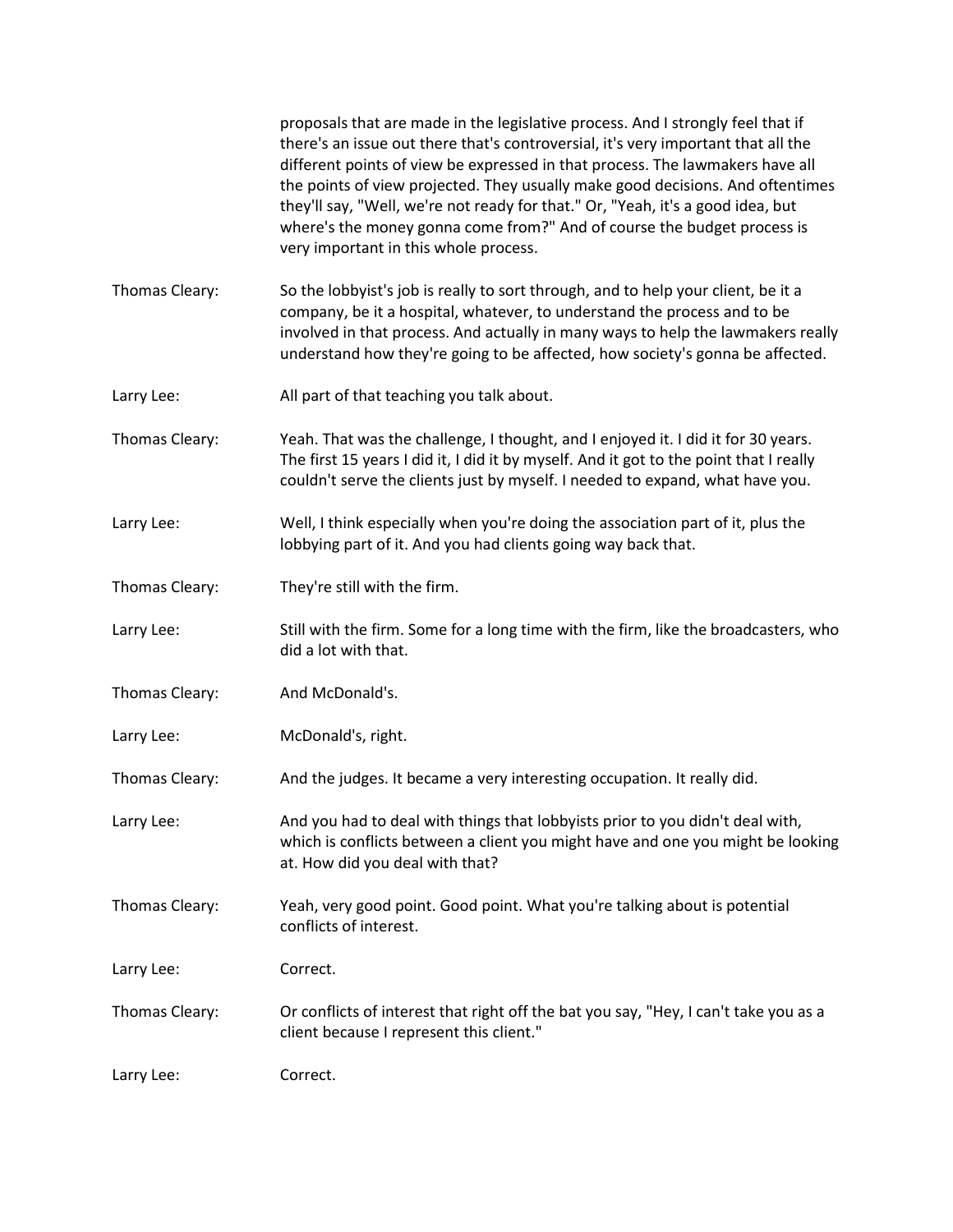proposals that are made in the legislative process. And I strongly feel that if there's an issue out there that's controversial, it's very important that all the different points of view be expressed in that process. The lawmakers have all the points of view projected. They usually make good decisions. And oftentimes they'll say, "Well, we're not ready for that." Or, "Yeah, it's a good idea, but where's the money gonna come from?" And of course the budget process is very important in this whole process.

**Thomas Cleary:** So the lobbyist's job is really to sort through, and to help your client, be it a company, be it a hospital, whatever, to understand the process and to be involved in that process. And actually in many ways to help the lawmakers really understand how they're going to be affected, how society's gonna be affected.

**Larry Lee:** All part of that teaching you talk about.

**Thomas Cleary:** Yeah. That was the challenge, I thought, and I enjoyed it. I did it for 30 years. The first 15 years I did it, I did it by myself. And it got to the point that I really couldn't serve the clients just by myself. I needed to expand, what have you.

**Larry Lee:** Well, I think especially when you're doing the association part of it, plus the lobbying part of it. And you had clients going way back that.

**Thomas Cleary:** They're still with the firm.

**Larry Lee:** Still with the firm. Some for a long time with the firm, like the broadcasters, who did a lot with that.

**Thomas Cleary:** And McDonald's.

**Larry Lee:** McDonald's, right.

**Thomas Cleary:** And the judges. It became a very interesting occupation. It really did.

**Larry Lee:** And you had to deal with things that lobbyists prior to you didn't deal with, which is conflicts between a client you might have and one you might be looking at. How did you deal with that?

**Thomas Cleary:** Yeah, very good point. Good point. What you're talking about is potential conflicts of interest.

**Larry Lee:** Correct.

**Thomas Cleary:** Or conflicts of interest that right off the bat you say, "Hey, I can't take you as a client because I represent this client."

**Larry Lee:** Correct.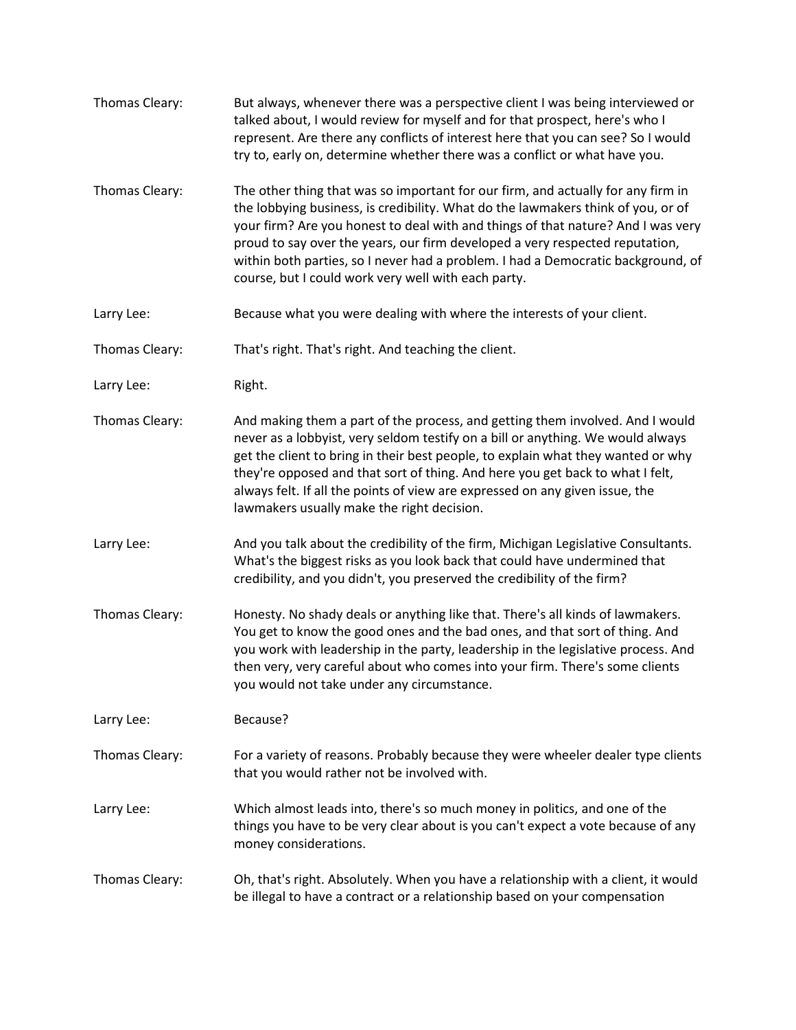Thomas Cleary: But always, whenever there was a perspective client I was being interviewed or talked about, I would review for myself and for that prospect, here's who I represent. Are there any conflicts of interest here that you can see? So I would try to, early on, determine whether there was a conflict or what have you.

Thomas Cleary: The other thing that was so important for our firm, and actually for any firm in the lobbying business, is credibility. What do the lawmakers think of you, or of your firm? Are you honest to deal with and things of that nature? And I was very proud to say over the years, our firm developed a very respected reputation, within both parties, so I never had a problem. I had a Democratic background, of course, but I could work very well with each party.

Larry Lee: Because what you were dealing with where the interests of your client.

Thomas Cleary: That's right. That's right. And teaching the client.

Larry Lee: Right.

Thomas Cleary: And making them a part of the process, and getting them involved. And I would never as a lobbyist, very seldom testify on a bill or anything. We would always get the client to bring in their best people, to explain what they wanted or why they're opposed and that sort of thing. And here you get back to what I felt, always felt. If all the points of view are expressed on any given issue, the lawmakers usually make the right decision.

Larry Lee: And you talk about the credibility of the firm, Michigan Legislative Consultants. What's the biggest risks as you look back that could have undermined that credibility, and you didn't, you preserved the credibility of the firm?

Thomas Cleary: Honesty. No shady deals or anything like that. There's all kinds of lawmakers. You get to know the good ones and the bad ones, and that sort of thing. And you work with leadership in the party, leadership in the legislative process. And then very, very careful about who comes into your firm. There's some clients you would not take under any circumstance.

Larry Lee: Because?

Thomas Cleary: For a variety of reasons. Probably because they were wheeler dealer type clients that you would rather not be involved with.

Larry Lee: Which almost leads into, there's so much money in politics, and one of the things you have to be very clear about is you can't expect a vote because of any money considerations.

Thomas Cleary: Oh, that's right. Absolutely. When you have a relationship with a client, it would be illegal to have a contract or a relationship based on your compensation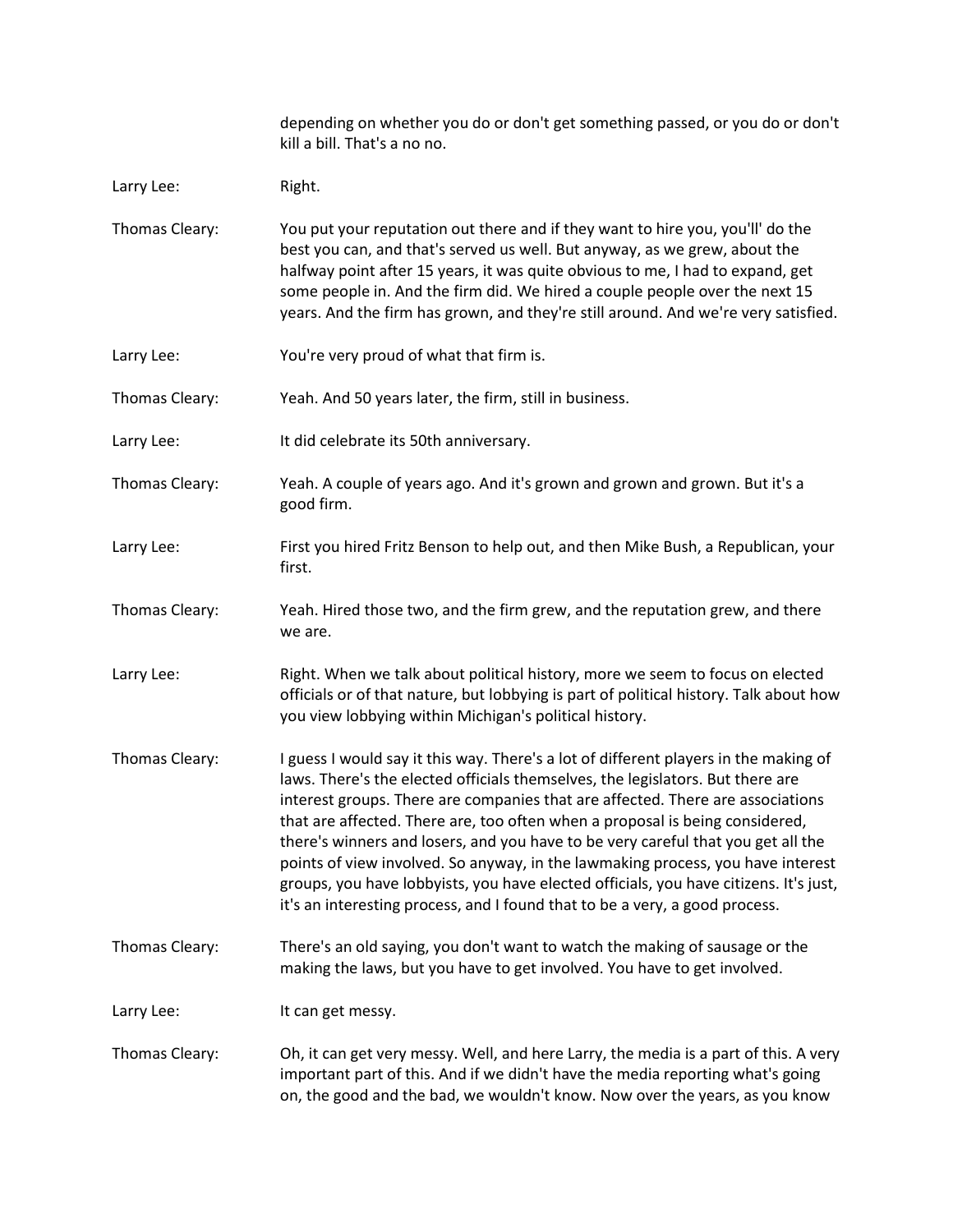depending on whether you do or don't get something passed, or you do or don't kill a bill. That's a no no.

Larry Lee: Right.

Thomas Cleary: You put your reputation out there and if they want to hire you, you'll' do the best you can, and that's served us well. But anyway, as we grew, about the halfway point after 15 years, it was quite obvious to me, I had to expand, get some people in. And the firm did. We hired a couple people over the next 15 years. And the firm has grown, and they're still around. And we're very satisfied.

Larry Lee: You're very proud of what that firm is.

Thomas Cleary: Yeah. And 50 years later, the firm, still in business.

Larry Lee: It did celebrate its 50th anniversary.

Thomas Cleary: Yeah. A couple of years ago. And it's grown and grown and grown. But it's a good firm.

Larry Lee: First you hired Fritz Benson to help out, and then Mike Bush, a Republican, your first.

Thomas Cleary: Yeah. Hired those two, and the firm grew, and the reputation grew, and there we are.

Larry Lee: Right. When we talk about political history, more we seem to focus on elected officials or of that nature, but lobbying is part of political history. Talk about how you view lobbying within Michigan's political history.

Thomas Cleary: I guess I would say it this way. There's a lot of different players in the making of laws. There's the elected officials themselves, the legislators. But there are interest groups. There are companies that are affected. There are associations that are affected. There are, too often when a proposal is being considered, there's winners and losers, and you have to be very careful that you get all the points of view involved. So anyway, in the lawmaking process, you have interest groups, you have lobbyists, you have elected officials, you have citizens. It's just, it's an interesting process, and I found that to be a very, a good process.

Thomas Cleary: There's an old saying, you don't want to watch the making of sausage or the making the laws, but you have to get involved. You have to get involved.

Larry Lee: It can get messy.

Thomas Cleary: Oh, it can get very messy. Well, and here Larry, the media is a part of this. A very important part of this. And if we didn't have the media reporting what's going on, the good and the bad, we wouldn't know. Now over the years, as you know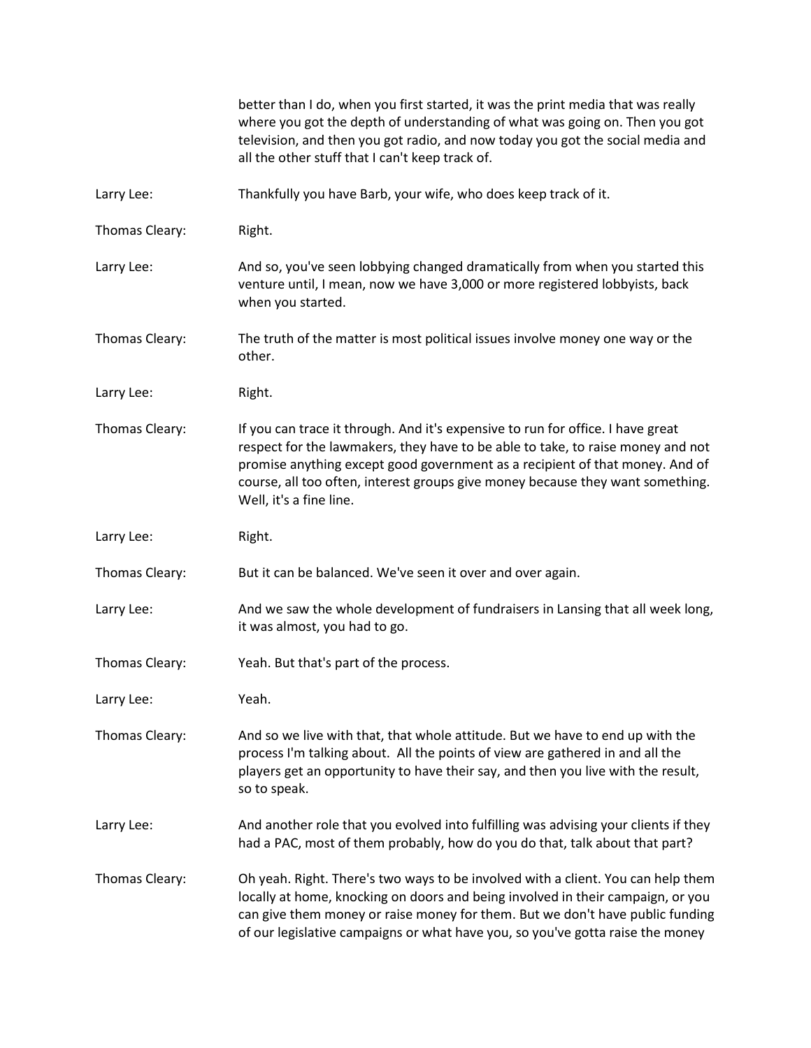better than I do, when you first started, it was the print media that was really where you got the depth of understanding of what was going on. Then you got television, and then you got radio, and now today you got the social media and all the other stuff that I can't keep track of.

**Larry Lee:** Thankfully you have Barb, your wife, who does keep track of it.

**Thomas Cleary:** Right.

**Larry Lee:** And so, you've seen lobbying changed dramatically from when you started this venture until, I mean, now we have 3,000 or more registered lobbyists, back when you started.

**Thomas Cleary:** The truth of the matter is most political issues involve money one way or the other.

**Larry Lee:** Right.

**Thomas Cleary:** If you can trace it through. And it's expensive to run for office. I have great respect for the lawmakers, they have to be able to take, to raise money and not promise anything except good government as a recipient of that money. And of course, all too often, interest groups give money because they want something. Well, it's a fine line.

**Larry Lee:** Right.

**Thomas Cleary:** But it can be balanced. We've seen it over and over again.

**Larry Lee:** And we saw the whole development of fundraisers in Lansing that all week long, it was almost, you had to go.

**Thomas Cleary:** Yeah. But that's part of the process.

**Larry Lee:** Yeah.

**Thomas Cleary:** And so we live with that, that whole attitude. But we have to end up with the process I'm talking about. All the points of view are gathered in and all the players get an opportunity to have their say, and then you live with the result, so to speak.

**Larry Lee:** And another role that you evolved into fulfilling was advising your clients if they had a PAC, most of them probably, how do you do that, talk about that part?

**Thomas Cleary:** Oh yeah. Right. There's two ways to be involved with a client. You can help them locally at home, knocking on doors and being involved in their campaign, or you can give them money or raise money for them. But we don't have public funding of our legislative campaigns or what have you, so you've gotta raise the money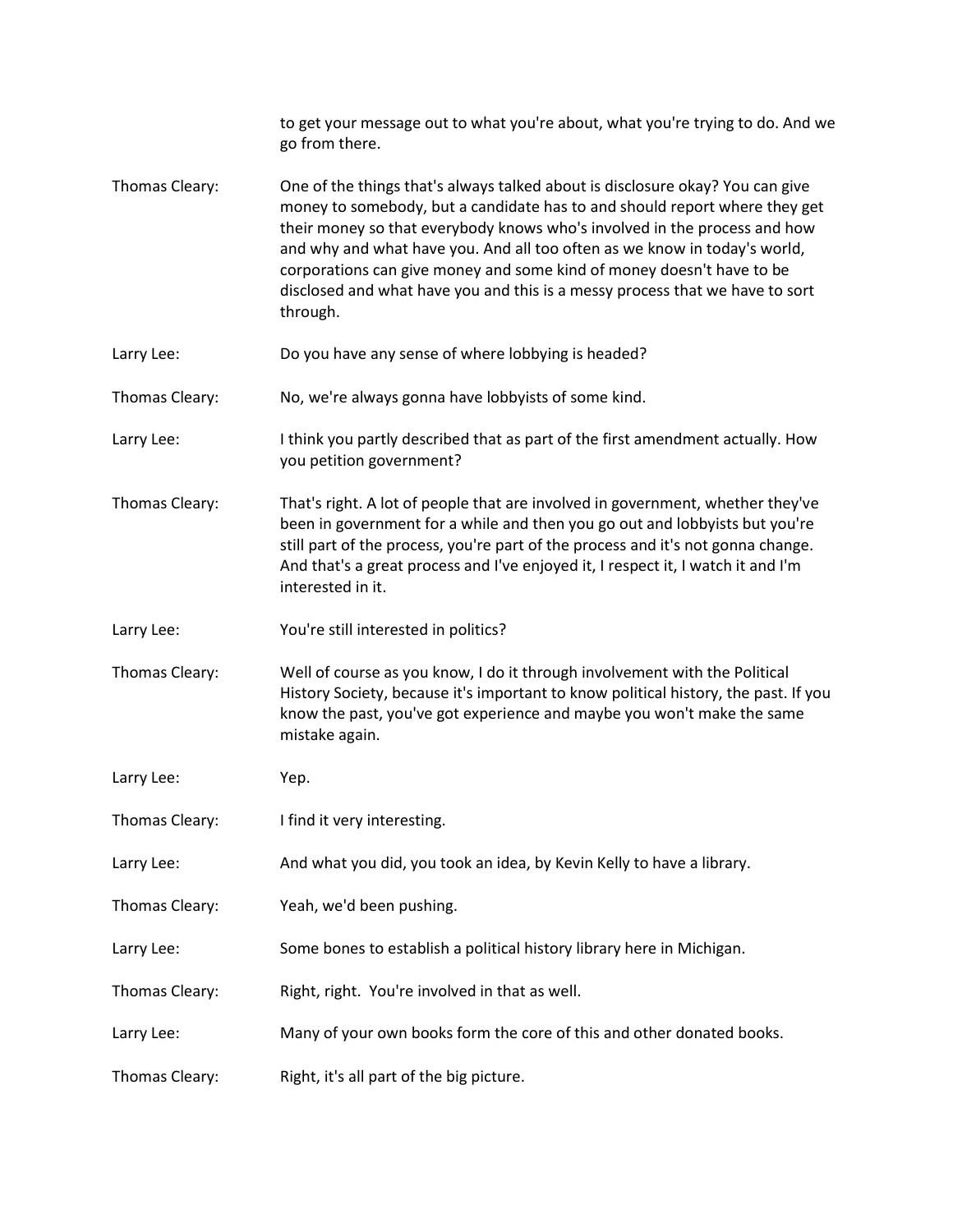to get your message out to what you're about, what you're trying to do. And we go from there.

Thomas Cleary: One of the things that's always talked about is disclosure okay? You can give money to somebody, but a candidate has to and should report where they get their money so that everybody knows who's involved in the process and how and why and what have you. And all too often as we know in today's world, corporations can give money and some kind of money doesn't have to be disclosed and what have you and this is a messy process that we have to sort through.

Larry Lee: Do you have any sense of where lobbying is headed?

Thomas Cleary: No, we're always gonna have lobbyists of some kind.

Larry Lee: I think you partly described that as part of the first amendment actually. How you petition government?

Thomas Cleary: That's right. A lot of people that are involved in government, whether they've been in government for a while and then you go out and lobbyists but you're still part of the process, you're part of the process and it's not gonna change. And that's a great process and I've enjoyed it, I respect it, I watch it and I'm interested in it.

Larry Lee: You're still interested in politics?

Thomas Cleary: Well of course as you know, I do it through involvement with the Political History Society, because it's important to know political history, the past. If you know the past, you've got experience and maybe you won't make the same mistake again.

Larry Lee: Yep.

Thomas Cleary: I find it very interesting.

Larry Lee: And what you did, you took an idea, by Kevin Kelly to have a library.

Thomas Cleary: Yeah, we'd been pushing.

Larry Lee: Some bones to establish a political history library here in Michigan.

Thomas Cleary: Right, right. You're involved in that as well.

Larry Lee: Many of your own books form the core of this and other donated books.

Thomas Cleary: Right, it's all part of the big picture.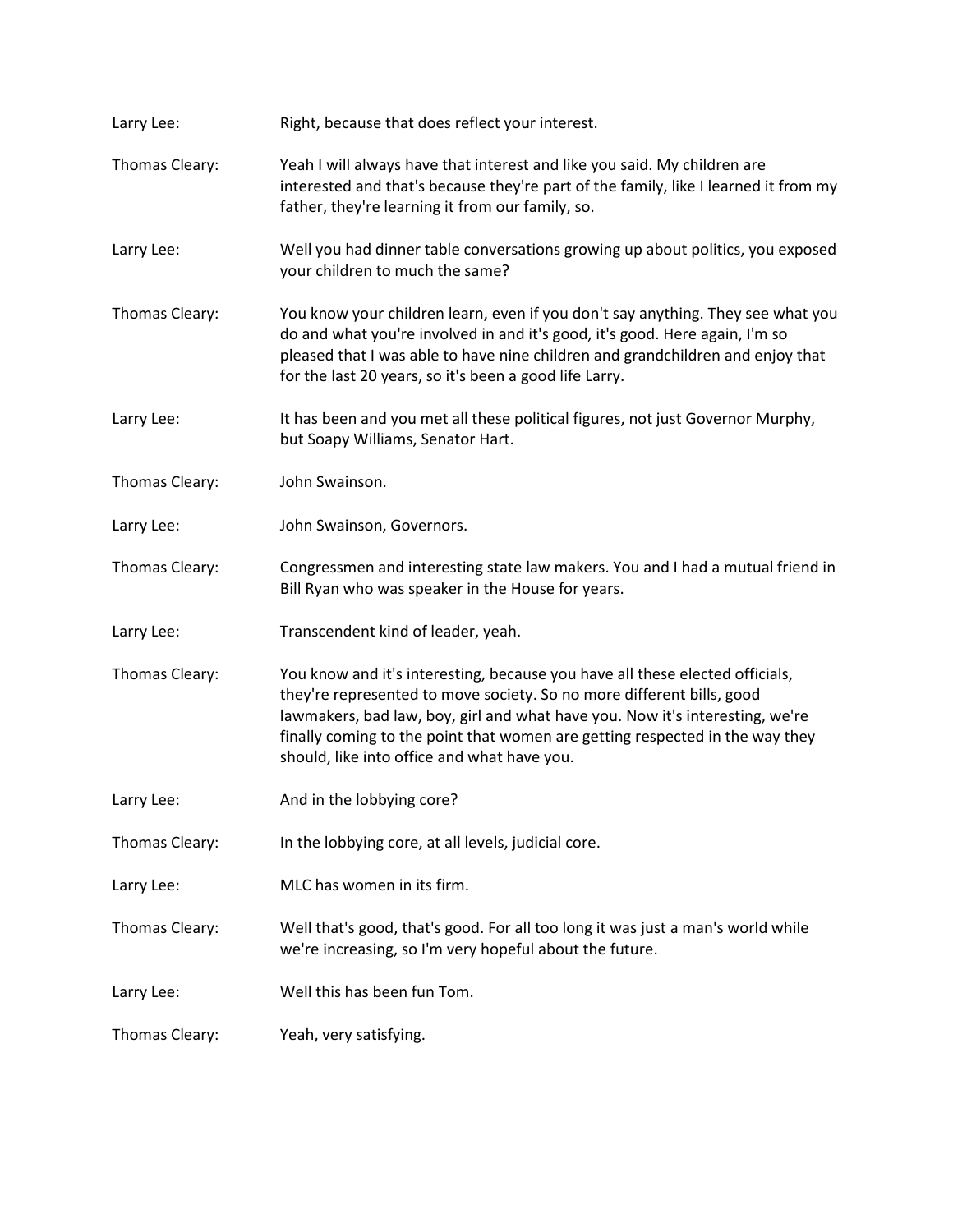Larry Lee: Right, because that does reflect your interest.

Thomas Cleary: Yeah I will always have that interest and like you said. My children are interested and that's because they're part of the family, like I learned it from my father, they're learning it from our family, so.

Larry Lee: Well you had dinner table conversations growing up about politics, you exposed your children to much the same?

Thomas Cleary: You know your children learn, even if you don't say anything. They see what you do and what you're involved in and it's good, it's good. Here again, I'm so pleased that I was able to have nine children and grandchildren and enjoy that for the last 20 years, so it's been a good life Larry.

Larry Lee: It has been and you met all these political figures, not just Governor Murphy, but Soapy Williams, Senator Hart.

Thomas Cleary: John Swainson.

Larry Lee: John Swainson, Governors.

Thomas Cleary: Congressmen and interesting state law makers. You and I had a mutual friend in Bill Ryan who was speaker in the House for years.

Larry Lee: Transcendent kind of leader, yeah.

Thomas Cleary: You know and it's interesting, because you have all these elected officials, they're represented to move society. So no more different bills, good lawmakers, bad law, boy, girl and what have you. Now it's interesting, we're finally coming to the point that women are getting respected in the way they should, like into office and what have you.

Larry Lee: And in the lobbying core?

Thomas Cleary: In the lobbying core, at all levels, judicial core.

Larry Lee: MLC has women in its firm.

Thomas Cleary: Well that's good, that's good. For all too long it was just a man's world while we're increasing, so I'm very hopeful about the future.

Larry Lee: Well this has been fun Tom.

Thomas Cleary: Yeah, very satisfying.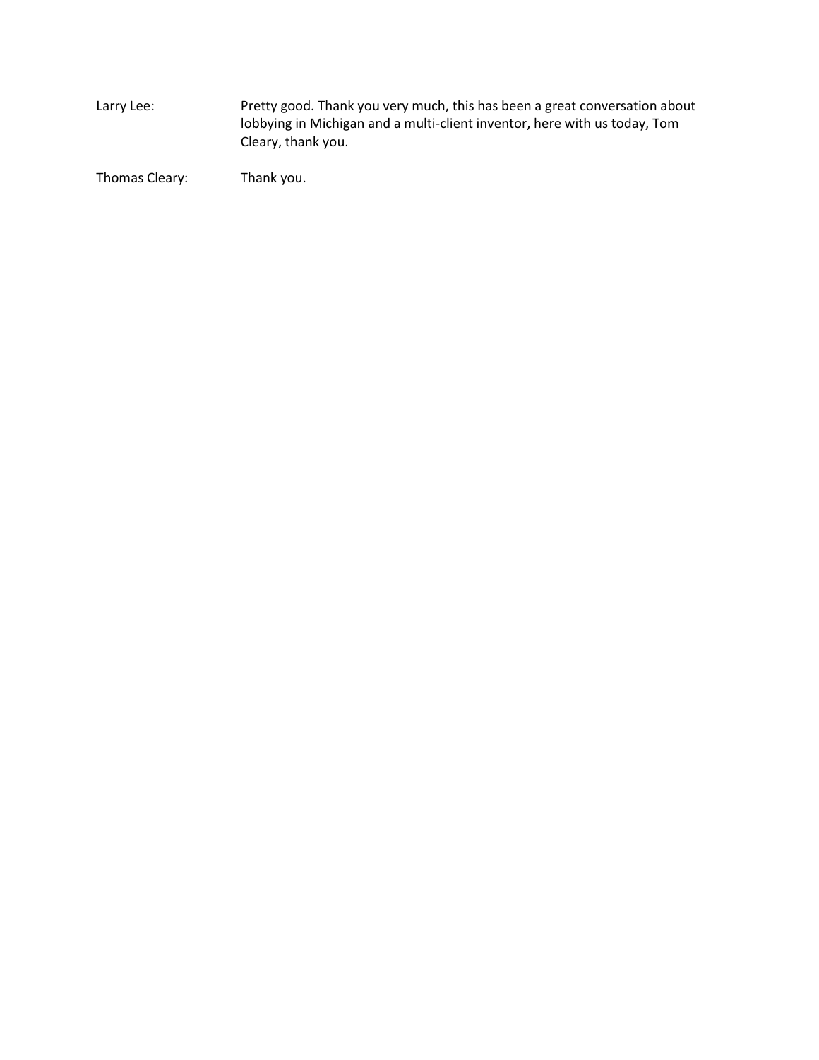Larry Lee: Pretty good. Thank you very much, this has been a great conversation about lobbying in Michigan and a multi-client inventor, here with us today, Tom Cleary, thank you.

Thomas Cleary: Thank you.